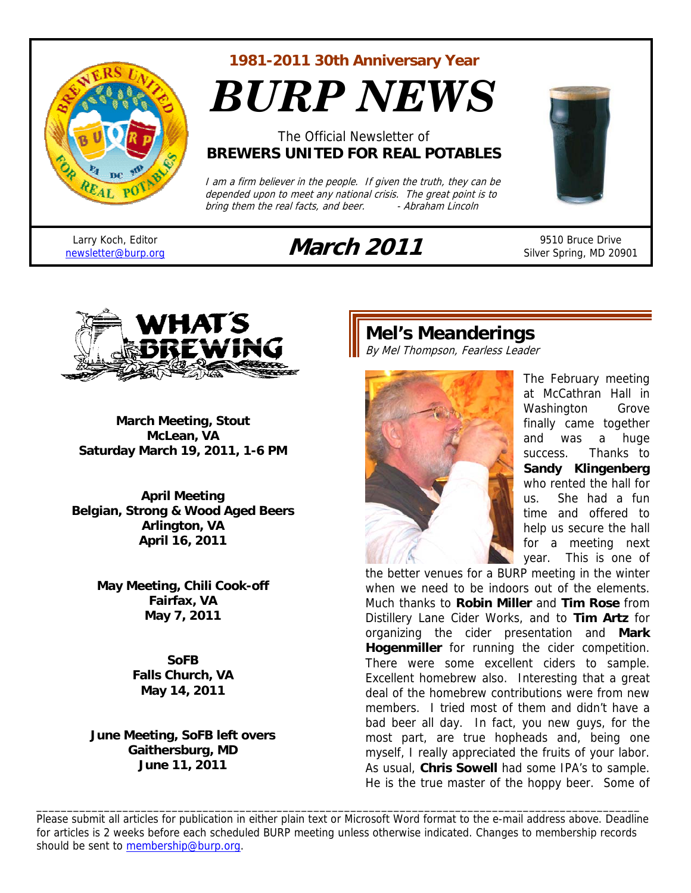1981-2011 30th Anniversary Year

# BURP NEWS

The Official Newsletter of
**BREWERS UNITED FOR REAL POTABLES**

*I am a firm believer in the people. If given the truth, they can be depended upon to meet any national crisis. The great point is to bring them the real facts, and beer. - Abraham Lincoln*

Larry Koch, Editor
newsletter@burp.org

**March 2011**

9510 Bruce Drive
Silver Spring, MD 20901

## WHAT'S BREWING

**March Meeting, Stout**
**McLean, VA**
**Saturday March 19, 2011, 1-6 PM**

**April Meeting**
**Belgian, Strong & Wood Aged Beers**
**Arlington, VA**
**April 16, 2011**

**May Meeting, Chili Cook-off**
**Fairfax, VA**
**May 7, 2011**

**SoFB**
**Falls Church, VA**
**May 14, 2011**

**June Meeting, SoFB left overs**
**Gaithersburg, MD**
**June 11, 2011**

## Mel's Meanderings

*By Mel Thompson, Fearless Leader*

The February meeting at McCathran Hall in Washington Grove finally came together and was a huge success. Thanks to **Sandy Klingenberg** who rented the hall for us. She had a fun time and offered to help us secure the hall for a meeting next year. This is one of the better venues for a BURP meeting in the winter when we need to be indoors out of the elements. Much thanks to **Robin Miller** and **Tim Rose** from Distillery Lane Cider Works, and to **Tim Artz** for organizing the cider presentation and **Mark Hogenmiller** for running the cider competition. There were some excellent ciders to sample. Excellent homebrew also. Interesting that a great deal of the homebrew contributions were from new members. I tried most of them and didn't have a bad beer all day. In fact, you new guys, for the most part, are true hopheads and, being one myself, I really appreciated the fruits of your labor. As usual, **Chris Sowell** had some IPA's to sample. He is the true master of the hoppy beer. Some of

Please submit all articles for publication in either plain text or Microsoft Word format to the e-mail address above. Deadline for articles is 2 weeks before each scheduled BURP meeting unless otherwise indicated. Changes to membership records should be sent to membership@burp.org.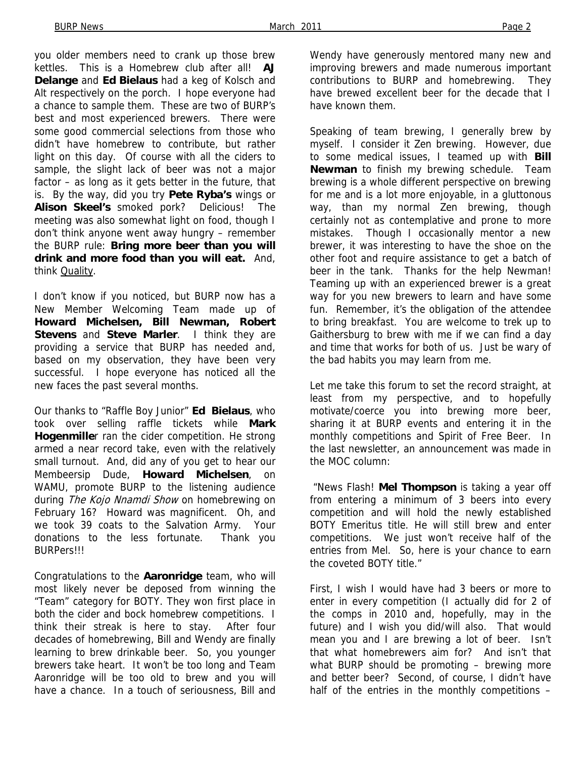you older members need to crank up those brew kettles. This is a Homebrew club after all! **AJ Delange** and **Ed Bielaus** had a keg of Kolsch and Alt respectively on the porch. I hope everyone had a chance to sample them. These are two of BURP's best and most experienced brewers. There were some good commercial selections from those who didn't have homebrew to contribute, but rather light on this day. Of course with all the ciders to sample, the slight lack of beer was not a major factor – as long as it gets better in the future, that is. By the way, did you try **Pete Ryba's** wings or **Alison Skeel's** smoked pork? Delicious! The meeting was also somewhat light on food, though I don't think anyone went away hungry – remember the BURP rule: **Bring more beer than you will drink and more food than you will eat.** And, think Quality.

I don't know if you noticed, but BURP now has a New Member Welcoming Team made up of **Howard Michelsen, Bill Newman, Robert Stevens** and **Steve Marler**. I think they are providing a service that BURP has needed and, based on my observation, they have been very successful. I hope everyone has noticed all the new faces the past several months.

Our thanks to "Raffle Boy Junior" **Ed Bielaus**, who took over selling raffle tickets while **Mark Hogenmille**r ran the cider competition. He strong armed a near record take, even with the relatively small turnout. And, did any of you get to hear our Membeersip Dude, **Howard Michelsen**, on WAMU, promote BURP to the listening audience during *The Kojo Nnamdi Show* on homebrewing on February 16? Howard was magnificent. Oh, and we took 39 coats to the Salvation Army. Your donations to the less fortunate. Thank you BURPers!!!

Congratulations to the **Aaronridge** team, who will most likely never be deposed from winning the "Team" category for BOTY. They won first place in both the cider and bock homebrew competitions. I think their streak is here to stay. After four decades of homebrewing, Bill and Wendy are finally learning to brew drinkable beer. So, you younger brewers take heart. It won't be too long and Team Aaronridge will be too old to brew and you will have a chance. In a touch of seriousness, Bill and Wendy have generously mentored many new and improving brewers and made numerous important contributions to BURP and homebrewing. They have brewed excellent beer for the decade that I have known them.

Speaking of team brewing, I generally brew by myself. I consider it Zen brewing. However, due to some medical issues, I teamed up with **Bill Newman** to finish my brewing schedule. Team brewing is a whole different perspective on brewing for me and is a lot more enjoyable, in a gluttonous way, than my normal Zen brewing, though certainly not as contemplative and prone to more mistakes. Though I occasionally mentor a new brewer, it was interesting to have the shoe on the other foot and require assistance to get a batch of beer in the tank. Thanks for the help Newman! Teaming up with an experienced brewer is a great way for you new brewers to learn and have some fun. Remember, it's the obligation of the attendee to bring breakfast. You are welcome to trek up to Gaithersburg to brew with me if we can find a day and time that works for both of us. Just be wary of the bad habits you may learn from me.

Let me take this forum to set the record straight, at least from my perspective, and to hopefully motivate/coerce you into brewing more beer, sharing it at BURP events and entering it in the monthly competitions and Spirit of Free Beer. In the last newsletter, an announcement was made in the MOC column:

"News Flash! **Mel Thompson** is taking a year off from entering a minimum of 3 beers into every competition and will hold the newly established BOTY Emeritus title. He will still brew and enter competitions. We just won't receive half of the entries from Mel. So, here is your chance to earn the coveted BOTY title."

First, I wish I would have had 3 beers or more to enter in every competition (I actually did for 2 of the comps in 2010 and, hopefully, may in the future) and I wish you did/will also. That would mean you and I are brewing a lot of beer. Isn't that what homebrewers aim for? And isn't that what BURP should be promoting – brewing more and better beer? Second, of course, I didn't have half of the entries in the monthly competitions –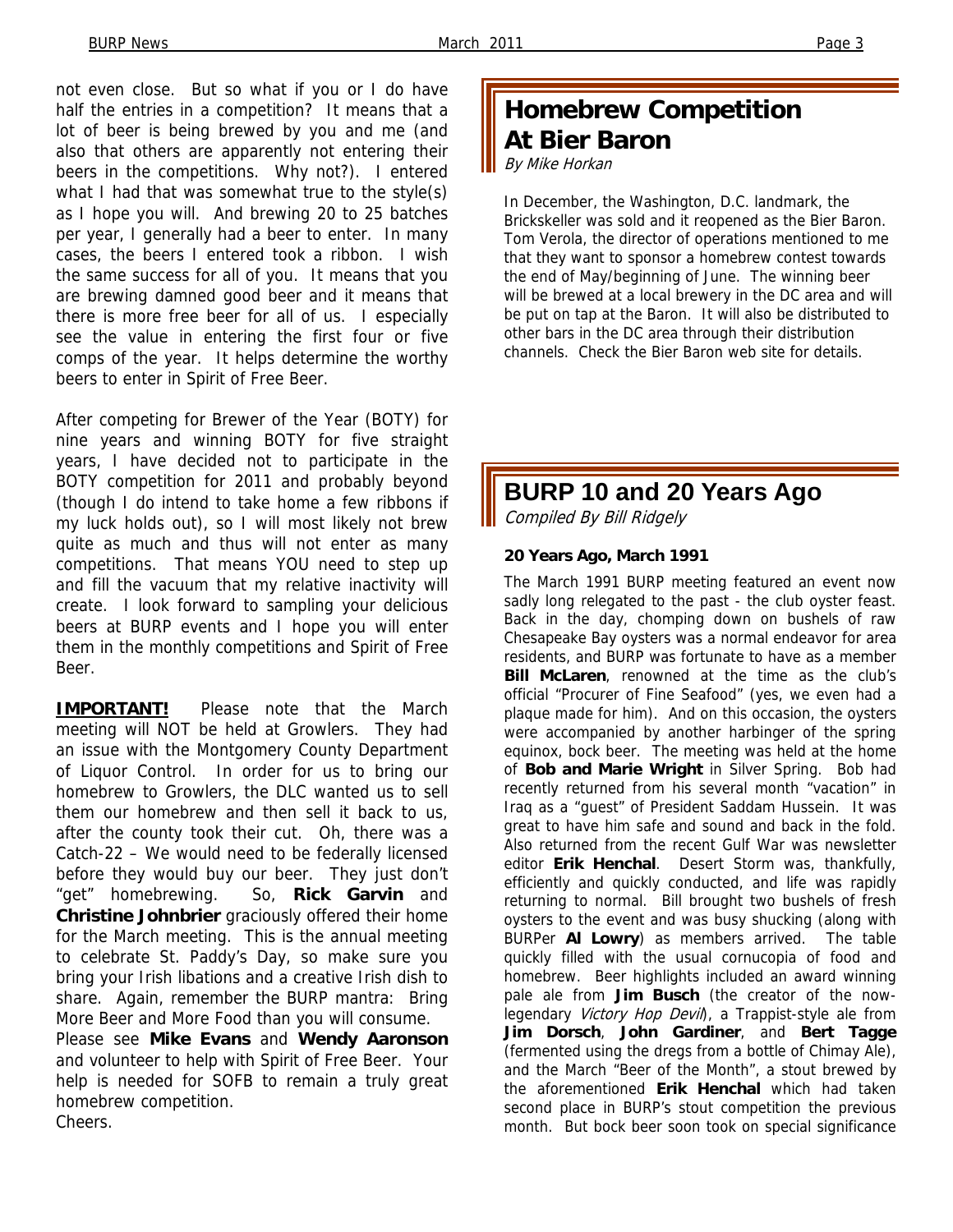not even close. But so what if you or I do have half the entries in a competition? It means that a lot of beer is being brewed by you and me (and also that others are apparently not entering their beers in the competitions. Why not?). I entered what I had that was somewhat true to the style(s) as I hope you will. And brewing 20 to 25 batches per year, I generally had a beer to enter. In many cases, the beers I entered took a ribbon. I wish the same success for all of you. It means that you are brewing damned good beer and it means that there is more free beer for all of us. I especially see the value in entering the first four or five comps of the year. It helps determine the worthy beers to enter in Spirit of Free Beer.

After competing for Brewer of the Year (BOTY) for nine years and winning BOTY for five straight years, I have decided not to participate in the BOTY competition for 2011 and probably beyond (though I do intend to take home a few ribbons if my luck holds out), so I will most likely not brew quite as much and thus will not enter as many competitions. That means YOU need to step up and fill the vacuum that my relative inactivity will create. I look forward to sampling your delicious beers at BURP events and I hope you will enter them in the monthly competitions and Spirit of Free Beer.

**IMPORTANT!** Please note that the March meeting will NOT be held at Growlers. They had an issue with the Montgomery County Department of Liquor Control. In order for us to bring our homebrew to Growlers, the DLC wanted us to sell them our homebrew and then sell it back to us, after the county took their cut. Oh, there was a Catch-22 – We would need to be federally licensed before they would buy our beer. They just don't "get" homebrewing. So, **Rick Garvin** and **Christine Johnbrier** graciously offered their home for the March meeting. This is the annual meeting to celebrate St. Paddy's Day, so make sure you bring your Irish libations and a creative Irish dish to share. Again, remember the BURP mantra: Bring More Beer and More Food than you will consume.

Please see **Mike Evans** and **Wendy Aaronson** and volunteer to help with Spirit of Free Beer. Your help is needed for SOFB to remain a truly great homebrew competition.

Cheers.

## Homebrew Competition At Bier Baron

*By Mike Horkan*

In December, the Washington, D.C. landmark, the Brickskeller was sold and it reopened as the Bier Baron. Tom Verola, the director of operations mentioned to me that they want to sponsor a homebrew contest towards the end of May/beginning of June. The winning beer will be brewed at a local brewery in the DC area and will be put on tap at the Baron. It will also be distributed to other bars in the DC area through their distribution channels. Check the Bier Baron web site for details.

## BURP 10 and 20 Years Ago

*Compiled By Bill Ridgely*

**20 Years Ago, March 1991**

The March 1991 BURP meeting featured an event now sadly long relegated to the past - the club oyster feast. Back in the day, chomping down on bushels of raw Chesapeake Bay oysters was a normal endeavor for area residents, and BURP was fortunate to have as a member **Bill McLaren**, renowned at the time as the club's official "Procurer of Fine Seafood" (yes, we even had a plaque made for him). And on this occasion, the oysters were accompanied by another harbinger of the spring equinox, bock beer. The meeting was held at the home of **Bob and Marie Wright** in Silver Spring. Bob had recently returned from his several month "vacation" in Iraq as a "guest" of President Saddam Hussein. It was great to have him safe and sound and back in the fold. Also returned from the recent Gulf War was newsletter editor **Erik Henchal**. Desert Storm was, thankfully, efficiently and quickly conducted, and life was rapidly returning to normal. Bill brought two bushels of fresh oysters to the event and was busy shucking (along with BURPer **Al Lowry**) as members arrived. The table quickly filled with the usual cornucopia of food and homebrew. Beer highlights included an award winning pale ale from **Jim Busch** (the creator of the now-legendary *Victory Hop Devil*), a Trappist-style ale from **Jim Dorsch**, **John Gardiner**, and **Bert Tagge** (fermented using the dregs from a bottle of Chimay Ale), and the March "Beer of the Month", a stout brewed by the aforementioned **Erik Henchal** which had taken second place in BURP's stout competition the previous month. But bock beer soon took on special significance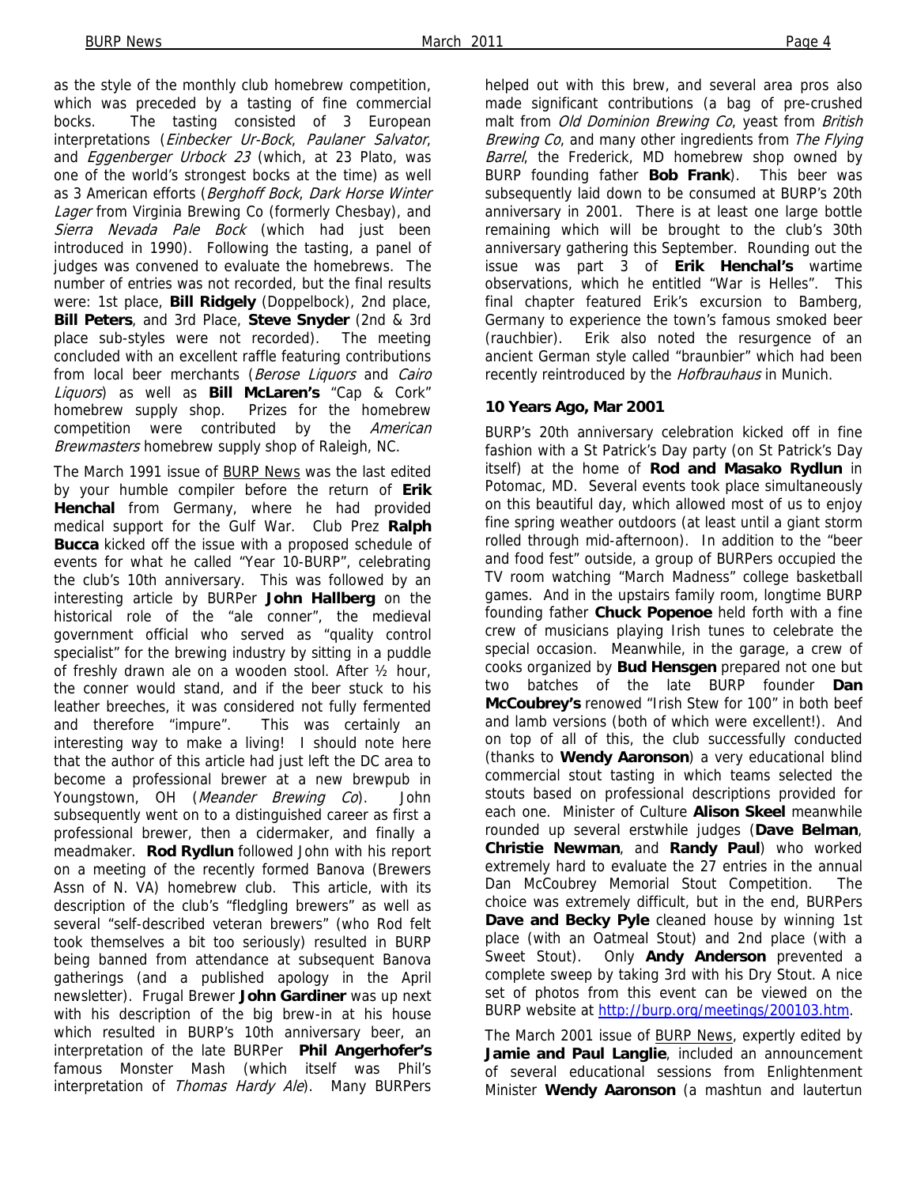as the style of the monthly club homebrew competition, which was preceded by a tasting of fine commercial bocks. The tasting consisted of 3 European interpretations (*Einbecker Ur-Bock*, *Paulaner Salvator*, and *Eggenberger Urbock 23* (which, at 23 Plato, was one of the world's strongest bocks at the time) as well as 3 American efforts (*Berghoff Bock*, *Dark Horse Winter Lager* from Virginia Brewing Co (formerly Chesbay), and *Sierra Nevada Pale Bock* (which had just been introduced in 1990). Following the tasting, a panel of judges was convened to evaluate the homebrews. The number of entries was not recorded, but the final results were: 1st place, **Bill Ridgely** (Doppelbock), 2nd place, **Bill Peters**, and 3rd Place, **Steve Snyder** (2nd & 3rd place sub-styles were not recorded). The meeting concluded with an excellent raffle featuring contributions from local beer merchants (*Berose Liquors* and *Cairo Liquors*) as well as **Bill McLaren's** "Cap & Cork" homebrew supply shop. Prizes for the homebrew competition were contributed by the *American Brewmasters* homebrew supply shop of Raleigh, NC.

The March 1991 issue of BURP News was the last edited by your humble compiler before the return of **Erik Henchal** from Germany, where he had provided medical support for the Gulf War. Club Prez **Ralph Bucca** kicked off the issue with a proposed schedule of events for what he called "Year 10-BURP", celebrating the club's 10th anniversary. This was followed by an interesting article by BURPer **John Hallberg** on the historical role of the "ale conner", the medieval government official who served as "quality control specialist" for the brewing industry by sitting in a puddle of freshly drawn ale on a wooden stool. After ½ hour, the conner would stand, and if the beer stuck to his leather breeches, it was considered not fully fermented and therefore "impure". This was certainly an interesting way to make a living! I should note here that the author of this article had just left the DC area to become a professional brewer at a new brewpub in Youngstown, OH (*Meander Brewing Co*). John subsequently went on to a distinguished career as first a professional brewer, then a cidermaker, and finally a meadmaker. **Rod Rydlun** followed John with his report on a meeting of the recently formed Banova (Brewers Assn of N. VA) homebrew club. This article, with its description of the club's "fledgling brewers" as well as several "self-described veteran brewers" (who Rod felt took themselves a bit too seriously) resulted in BURP being banned from attendance at subsequent Banova gatherings (and a published apology in the April newsletter). Frugal Brewer **John Gardiner** was up next with his description of the big brew-in at his house which resulted in BURP's 10th anniversary beer, an interpretation of the late BURPer **Phil Angerhofer's** famous Monster Mash (which itself was Phil's interpretation of *Thomas Hardy Ale*). Many BURPers helped out with this brew, and several area pros also made significant contributions (a bag of pre-crushed malt from *Old Dominion Brewing Co*, yeast from *British Brewing Co*, and many other ingredients from *The Flying Barrel*, the Frederick, MD homebrew shop owned by BURP founding father **Bob Frank**). This beer was subsequently laid down to be consumed at BURP's 20th anniversary in 2001. There is at least one large bottle remaining which will be brought to the club's 30th anniversary gathering this September. Rounding out the issue was part 3 of **Erik Henchal's** wartime observations, which he entitled "War is Helles". This final chapter featured Erik's excursion to Bamberg, Germany to experience the town's famous smoked beer (rauchbier). Erik also noted the resurgence of an ancient German style called "braunbier" which had been recently reintroduced by the *Hofbrauhaus* in Munich.

**10 Years Ago, Mar 2001**

BURP's 20th anniversary celebration kicked off in fine fashion with a St Patrick's Day party (on St Patrick's Day itself) at the home of **Rod and Masako Rydlun** in Potomac, MD. Several events took place simultaneously on this beautiful day, which allowed most of us to enjoy fine spring weather outdoors (at least until a giant storm rolled through mid-afternoon). In addition to the "beer and food fest" outside, a group of BURPers occupied the TV room watching "March Madness" college basketball games. And in the upstairs family room, longtime BURP founding father **Chuck Popenoe** held forth with a fine crew of musicians playing Irish tunes to celebrate the special occasion. Meanwhile, in the garage, a crew of cooks organized by **Bud Hensgen** prepared not one but two batches of the late BURP founder **Dan McCoubrey's** renowed "Irish Stew for 100" in both beef and lamb versions (both of which were excellent!). And on top of all of this, the club successfully conducted (thanks to **Wendy Aaronson**) a very educational blind commercial stout tasting in which teams selected the stouts based on professional descriptions provided for each one. Minister of Culture **Alison Skeel** meanwhile rounded up several erstwhile judges (**Dave Belman**, **Christie Newman**, and **Randy Paul**) who worked extremely hard to evaluate the 27 entries in the annual Dan McCoubrey Memorial Stout Competition. The choice was extremely difficult, but in the end, BURPers **Dave and Becky Pyle** cleaned house by winning 1st place (with an Oatmeal Stout) and 2nd place (with a Sweet Stout). Only **Andy Anderson** prevented a complete sweep by taking 3rd with his Dry Stout. A nice set of photos from this event can be viewed on the BURP website at http://burp.org/meetings/200103.htm.

The March 2001 issue of BURP News, expertly edited by **Jamie and Paul Langlie**, included an announcement of several educational sessions from Enlightenment Minister **Wendy Aaronson** (a mashtun and lautertun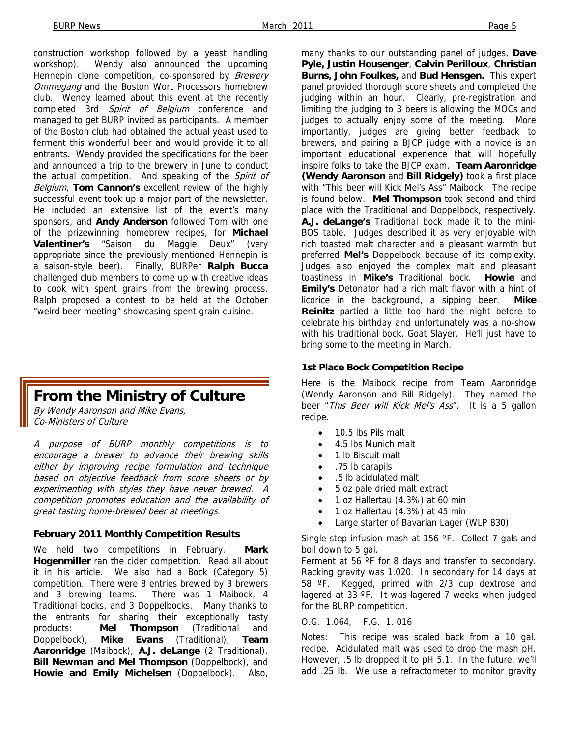construction workshop followed by a yeast handling workshop). Wendy also announced the upcoming Hennepin clone competition, co-sponsored by *Brewery Ommegang* and the Boston Wort Processors homebrew club. Wendy learned about this event at the recently completed 3rd *Spirit of Belgium* conference and managed to get BURP invited as participants. A member of the Boston club had obtained the actual yeast used to ferment this wonderful beer and would provide it to all entrants. Wendy provided the specifications for the beer and announced a trip to the brewery in June to conduct the actual competition. And speaking of the *Spirit of Belgium*, **Tom Cannon's** excellent review of the highly successful event took up a major part of the newsletter. He included an extensive list of the event's many sponsors, and **Andy Anderson** followed Tom with one of the prizewinning homebrew recipes, for **Michael Valentiner's** "Saison du Maggie Deux" (very appropriate since the previously mentioned Hennepin is a saison-style beer). Finally, BURPer **Ralph Bucca** challenged club members to come up with creative ideas to cook with spent grains from the brewing process. Ralph proposed a contest to be held at the October "weird beer meeting" showcasing spent grain cuisine.

# From the Ministry of Culture

*By Wendy Aaronson and Mike Evans, Co-Ministers of Culture*

*A purpose of BURP monthly competitions is to encourage a brewer to advance their brewing skills either by improving recipe formulation and technique based on objective feedback from score sheets or by experimenting with styles they have never brewed. A competition promotes education and the availability of great tasting home-brewed beer at meetings.*

### February 2011 Monthly Competition Results

We held two competitions in February. **Mark Hogenmiller** ran the cider competition. Read all about it in his article. We also had a Bock (Category 5) competition. There were 8 entries brewed by 3 brewers and 3 brewing teams. There was 1 Maibock, 4 Traditional bocks, and 3 Doppelbocks. Many thanks to the entrants for sharing their exceptionally tasty products: **Mel Thompson** (Traditional and Doppelbock), **Mike Evans** (Traditional), **Team Aaronridge** (Maibock), **A.J. deLange** (2 Traditional), **Bill Newman and Mel Thompson** (Doppelbock), and **Howie and Emily Michelsen** (Doppelbock). Also, many thanks to our outstanding panel of judges, **Dave Pyle, Justin Housenger**, **Calvin Perilloux**, **Christian Burns, John Foulkes,** and **Bud Hensgen.** This expert panel provided thorough score sheets and completed the judging within an hour. Clearly, pre-registration and limiting the judging to 3 beers is allowing the MOCs and judges to actually enjoy some of the meeting. More importantly, judges are giving better feedback to brewers, and pairing a BJCP judge with a novice is an important educational experience that will hopefully inspire folks to take the BJCP exam. **Team Aaronridge (Wendy Aaronson** and **Bill Ridgely)** took a first place with "This beer will Kick Mel's Ass" Maibock. The recipe is found below. **Mel Thompson** took second and third place with the Traditional and Doppelbock, respectively. **A.J. deLange's** Traditional bock made it to the mini-BOS table. Judges described it as very enjoyable with rich toasted malt character and a pleasant warmth but preferred **Mel's** Doppelbock because of its complexity. Judges also enjoyed the complex malt and pleasant toastiness in **Mike's** Traditional bock. **Howie** and **Emily's** Detonator had a rich malt flavor with a hint of licorice in the background, a sipping beer. **Mike Reinitz** partied a little too hard the night before to celebrate his birthday and unfortunately was a no-show with his traditional bock, Goat Slayer. He'll just have to bring some to the meeting in March.

### 1st Place Bock Competition Recipe

Here is the Maibock recipe from Team Aaronridge (Wendy Aaronson and Bill Ridgely). They named the beer "*This Beer will Kick Mel's Ass*". It is a 5 gallon recipe.

- 10.5 lbs Pils malt
- 4.5 lbs Munich malt
- 1 lb Biscuit malt
- .75 lb carapils
- .5 lb acidulated malt
- 5 oz pale dried malt extract
- 1 oz Hallertau (4.3%) at 60 min
- 1 oz Hallertau (4.3%) at 45 min
- Large starter of Bavarian Lager (WLP 830)

Single step infusion mash at 156 ºF. Collect 7 gals and boil down to 5 gal.

Ferment at 56 ºF for 8 days and transfer to secondary. Racking gravity was 1.020. In secondary for 14 days at 58 ºF. Kegged, primed with 2/3 cup dextrose and lagered at 33 ºF. It was lagered 7 weeks when judged for the BURP competition.

O.G. 1.064, F.G. 1. 016

Notes: This recipe was scaled back from a 10 gal. recipe. Acidulated malt was used to drop the mash pH. However, .5 lb dropped it to pH 5.1. In the future, we'll add .25 lb. We use a refractometer to monitor gravity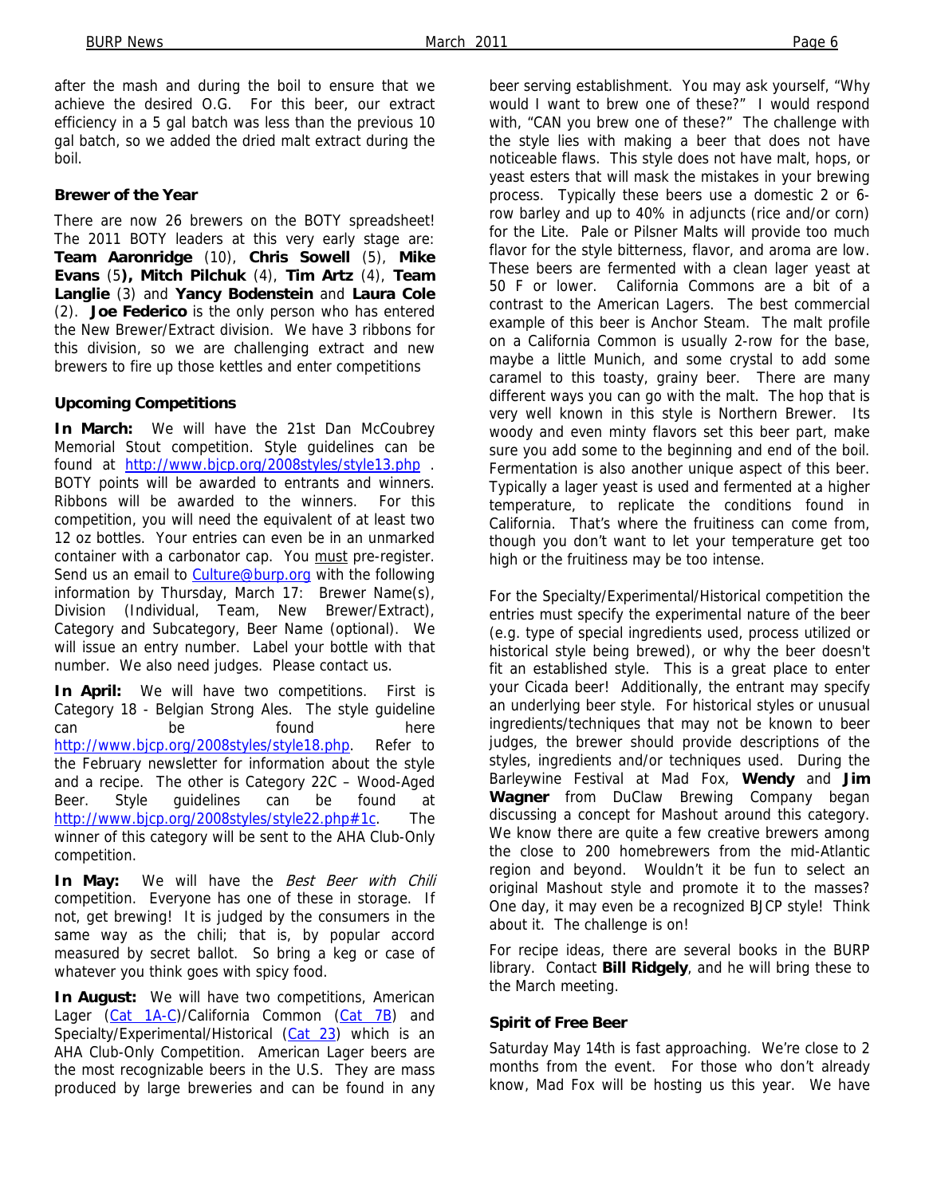after the mash and during the boil to ensure that we achieve the desired O.G. For this beer, our extract efficiency in a 5 gal batch was less than the previous 10 gal batch, so we added the dried malt extract during the boil.

### Brewer of the Year

There are now 26 brewers on the BOTY spreadsheet! The 2011 BOTY leaders at this very early stage are: **Team Aaronridge** (10), **Chris Sowell** (5), **Mike Evans** (5**), Mitch Pilchuk** (4), **Tim Artz** (4), **Team Langlie** (3) and **Yancy Bodenstein** and **Laura Cole** (2). **Joe Federico** is the only person who has entered the New Brewer/Extract division. We have 3 ribbons for this division, so we are challenging extract and new brewers to fire up those kettles and enter competitions

### Upcoming Competitions

**In March:** We will have the 21st Dan McCoubrey Memorial Stout competition. Style guidelines can be found at http://www.bjcp.org/2008styles/style13.php . BOTY points will be awarded to entrants and winners. Ribbons will be awarded to the winners. For this competition, you will need the equivalent of at least two 12 oz bottles. Your entries can even be in an unmarked container with a carbonator cap. You must pre-register. Send us an email to Culture@burp.org with the following information by Thursday, March 17: Brewer Name(s), Division (Individual, Team, New Brewer/Extract), Category and Subcategory, Beer Name (optional). We will issue an entry number. Label your bottle with that number. We also need judges. Please contact us.

**In April:** We will have two competitions. First is Category 18 - Belgian Strong Ales. The style guideline can be found here http://www.bjcp.org/2008styles/style18.php. Refer to the February newsletter for information about the style and a recipe. The other is Category 22C – Wood-Aged Beer. Style guidelines can be found at http://www.bjcp.org/2008styles/style22.php#1c. The winner of this category will be sent to the AHA Club-Only competition.

**In May:** We will have the *Best Beer with Chili* competition. Everyone has one of these in storage. If not, get brewing! It is judged by the consumers in the same way as the chili; that is, by popular accord measured by secret ballot. So bring a keg or case of whatever you think goes with spicy food.

**In August:** We will have two competitions, American Lager (Cat 1A-C)/California Common (Cat 7B) and Specialty/Experimental/Historical (Cat 23) which is an AHA Club-Only Competition. American Lager beers are the most recognizable beers in the U.S. They are mass produced by large breweries and can be found in any beer serving establishment. You may ask yourself, "Why would I want to brew one of these?" I would respond with, "CAN you brew one of these?" The challenge with the style lies with making a beer that does not have noticeable flaws. This style does not have malt, hops, or yeast esters that will mask the mistakes in your brewing process. Typically these beers use a domestic 2 or 6-row barley and up to 40% in adjuncts (rice and/or corn) for the Lite. Pale or Pilsner Malts will provide too much flavor for the style bitterness, flavor, and aroma are low. These beers are fermented with a clean lager yeast at 50 F or lower. California Commons are a bit of a contrast to the American Lagers. The best commercial example of this beer is Anchor Steam. The malt profile on a California Common is usually 2-row for the base, maybe a little Munich, and some crystal to add some caramel to this toasty, grainy beer. There are many different ways you can go with the malt. The hop that is very well known in this style is Northern Brewer. Its woody and even minty flavors set this beer part, make sure you add some to the beginning and end of the boil. Fermentation is also another unique aspect of this beer. Typically a lager yeast is used and fermented at a higher temperature, to replicate the conditions found in California. That's where the fruitiness can come from, though you don't want to let your temperature get too high or the fruitiness may be too intense.

For the Specialty/Experimental/Historical competition the entries must specify the experimental nature of the beer (e.g. type of special ingredients used, process utilized or historical style being brewed), or why the beer doesn't fit an established style. This is a great place to enter your Cicada beer! Additionally, the entrant may specify an underlying beer style. For historical styles or unusual ingredients/techniques that may not be known to beer judges, the brewer should provide descriptions of the styles, ingredients and/or techniques used. During the Barleywine Festival at Mad Fox, **Wendy** and **Jim Wagner** from DuClaw Brewing Company began discussing a concept for Mashout around this category. We know there are quite a few creative brewers among the close to 200 homebrewers from the mid-Atlantic region and beyond. Wouldn't it be fun to select an original Mashout style and promote it to the masses? One day, it may even be a recognized BJCP style! Think about it. The challenge is on!

For recipe ideas, there are several books in the BURP library. Contact **Bill Ridgely**, and he will bring these to the March meeting.

### Spirit of Free Beer

Saturday May 14th is fast approaching. We're close to 2 months from the event. For those who don't already know, Mad Fox will be hosting us this year. We have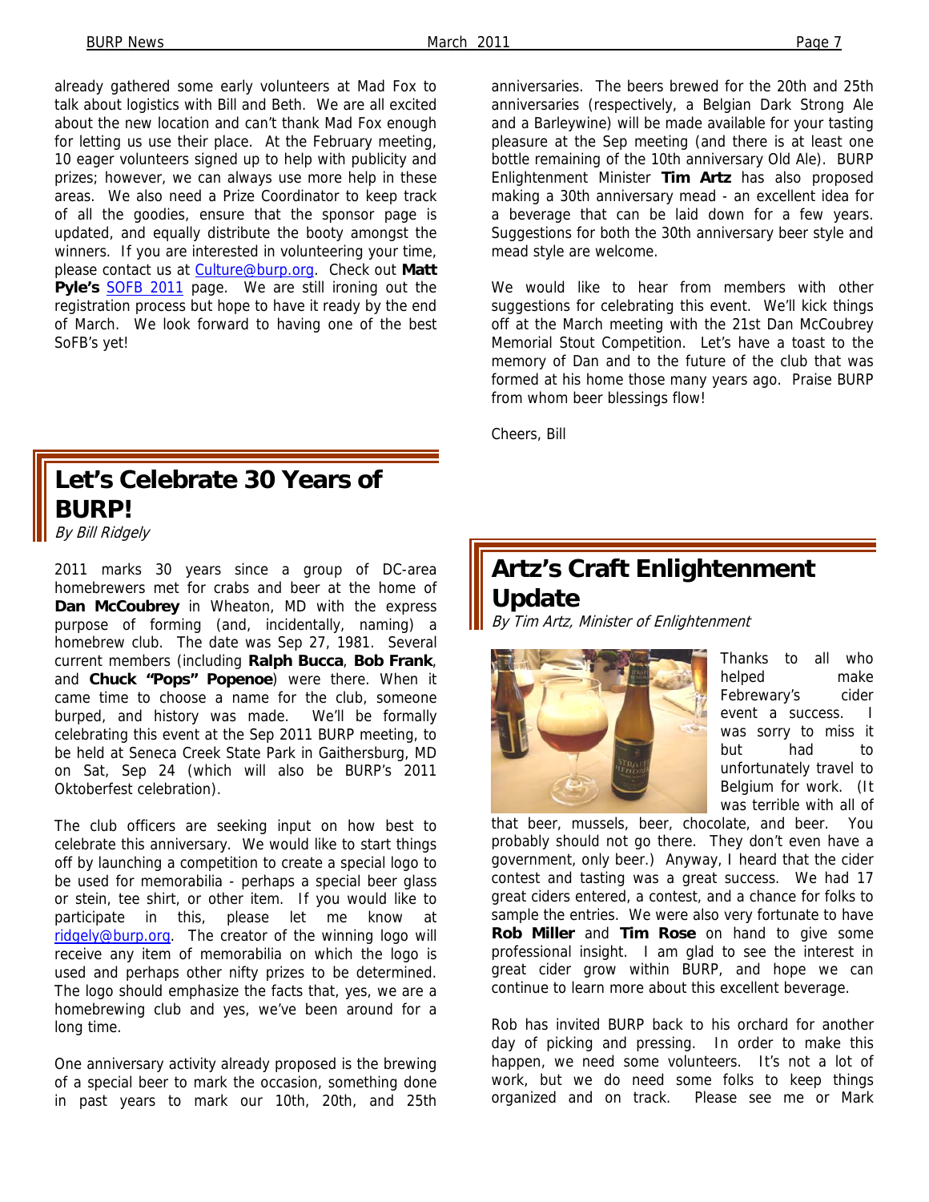already gathered some early volunteers at Mad Fox to talk about logistics with Bill and Beth. We are all excited about the new location and can't thank Mad Fox enough for letting us use their place. At the February meeting, 10 eager volunteers signed up to help with publicity and prizes; however, we can always use more help in these areas. We also need a Prize Coordinator to keep track of all the goodies, ensure that the sponsor page is updated, and equally distribute the booty amongst the winners. If you are interested in volunteering your time, please contact us at Culture@burp.org. Check out **Matt Pyle's** SOFB 2011 page. We are still ironing out the registration process but hope to have it ready by the end of March. We look forward to having one of the best SoFB's yet!

## Let's Celebrate 30 Years of BURP!

*By Bill Ridgely*

2011 marks 30 years since a group of DC-area homebrewers met for crabs and beer at the home of **Dan McCoubrey** in Wheaton, MD with the express purpose of forming (and, incidentally, naming) a homebrew club. The date was Sep 27, 1981. Several current members (including **Ralph Bucca**, **Bob Frank**, and **Chuck "Pops" Popenoe**) were there. When it came time to choose a name for the club, someone burped, and history was made. We'll be formally celebrating this event at the Sep 2011 BURP meeting, to be held at Seneca Creek State Park in Gaithersburg, MD on Sat, Sep 24 (which will also be BURP's 2011 Oktoberfest celebration).

The club officers are seeking input on how best to celebrate this anniversary. We would like to start things off by launching a competition to create a special logo to be used for memorabilia - perhaps a special beer glass or stein, tee shirt, or other item. If you would like to participate in this, please let me know at ridgely@burp.org. The creator of the winning logo will receive any item of memorabilia on which the logo is used and perhaps other nifty prizes to be determined. The logo should emphasize the facts that, yes, we are a homebrewing club and yes, we've been around for a long time.

One anniversary activity already proposed is the brewing of a special beer to mark the occasion, something done in past years to mark our 10th, 20th, and 25th anniversaries. The beers brewed for the 20th and 25th anniversaries (respectively, a Belgian Dark Strong Ale and a Barleywine) will be made available for your tasting pleasure at the Sep meeting (and there is at least one bottle remaining of the 10th anniversary Old Ale). BURP Enlightenment Minister **Tim Artz** has also proposed making a 30th anniversary mead - an excellent idea for a beverage that can be laid down for a few years. Suggestions for both the 30th anniversary beer style and mead style are welcome.

We would like to hear from members with other suggestions for celebrating this event. We'll kick things off at the March meeting with the 21st Dan McCoubrey Memorial Stout Competition. Let's have a toast to the memory of Dan and to the future of the club that was formed at his home those many years ago. Praise BURP from whom beer blessings flow!

Cheers, Bill

## Artz's Craft Enlightenment Update

*By Tim Artz, Minister of Enlightenment*

Thanks to all who helped make Febreware's cider event a success. I was sorry to miss it but had to unfortunately travel to Belgium for work. (It was terrible with all of that beer, mussels, beer, chocolate, and beer. You probably should not go there. They don't even have a government, only beer.) Anyway, I heard that the cider contest and tasting was a great success. We had 17 great ciders entered, a contest, and a chance for folks to sample the entries. We were also very fortunate to have **Rob Miller** and **Tim Rose** on hand to give some professional insight. I am glad to see the interest in great cider grow within BURP, and hope we can continue to learn more about this excellent beverage.

Rob has invited BURP back to his orchard for another day of picking and pressing. In order to make this happen, we need some volunteers. It's not a lot of work, but we do need some folks to keep things organized and on track. Please see me or Mark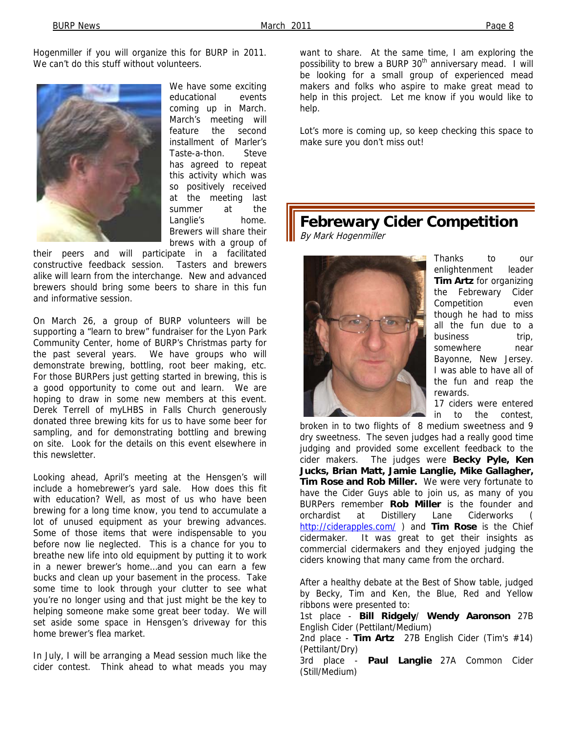Hogenmiller if you will organize this for BURP in 2011. We can't do this stuff without volunteers.

We have some exciting educational events coming up in March. March's meeting will feature the second installment of Marler's Taste-a-thon. Steve has agreed to repeat this activity which was so positively received at the meeting last summer at the Langlie's home. Brewers will share their brews with a group of their peers and will participate in a facilitated constructive feedback session. Tasters and brewers alike will learn from the interchange. New and advanced brewers should bring some beers to share in this fun and informative session.

On March 26, a group of BURP volunteers will be supporting a "learn to brew" fundraiser for the Lyon Park Community Center, home of BURP's Christmas party for the past several years. We have groups who will demonstrate brewing, bottling, root beer making, etc. For those BURPers just getting started in brewing, this is a good opportunity to come out and learn. We are hoping to draw in some new members at this event. Derek Terrell of myLHBS in Falls Church generously donated three brewing kits for us to have some beer for sampling, and for demonstrating bottling and brewing on site. Look for the details on this event elsewhere in this newsletter.

Looking ahead, April's meeting at the Hensgen's will include a homebrewer's yard sale. How does this fit with education? Well, as most of us who have been brewing for a long time know, you tend to accumulate a lot of unused equipment as your brewing advances. Some of those items that were indispensable to you before now lie neglected. This is a chance for you to breathe new life into old equipment by putting it to work in a newer brewer's home…and you can earn a few bucks and clean up your basement in the process. Take some time to look through your clutter to see what you're no longer using and that just might be the key to helping someone make some great beer today. We will set aside some space in Hensgen's driveway for this home brewer's flea market.

In July, I will be arranging a Mead session much like the cider contest. Think ahead to what meads you may want to share. At the same time, I am exploring the possibility to brew a BURP 30th anniversary mead. I will be looking for a small group of experienced mead makers and folks who aspire to make great mead to help in this project. Let me know if you would like to help.

Lot's more is coming up, so keep checking this space to make sure you don't miss out!

## Febrewary Cider Competition

*By Mark Hogenmiller*

Thanks to our enlightenment leader **Tim Artz** for organizing the Febrewary Cider Competition even though he had to miss all the fun due to a business trip, somewhere near Bayonne, New Jersey. I was able to have all of the fun and reap the rewards.

17 ciders were entered in to the contest, broken in to two flights of 8 medium sweetness and 9 dry sweetness. The seven judges had a really good time judging and provided some excellent feedback to the cider makers. The judges were **Becky Pyle, Ken Jucks, Brian Matt, Jamie Langlie, Mike Gallagher, Tim Rose and Rob Miller.** We were very fortunate to have the Cider Guys able to join us, as many of you BURPers remember **Rob Miller** is the founder and orchardist at Distillery Lane Ciderworks ( http://ciderapples.com/ ) and **Tim Rose** is the Chief cidermaker. It was great to get their insights as commercial cidermakers and they enjoyed judging the ciders knowing that many came from the orchard.

After a healthy debate at the Best of Show table, judged by Becky, Tim and Ken, the Blue, Red and Yellow ribbons were presented to:

1st place - **Bill Ridgely**/ **Wendy Aaronson** 27B English Cider (Pettilant/Medium)
2nd place - **Tim Artz** 27B English Cider (Tim's #14) (Pettilant/Dry)
3rd place - **Paul Langlie** 27A Common Cider (Still/Medium)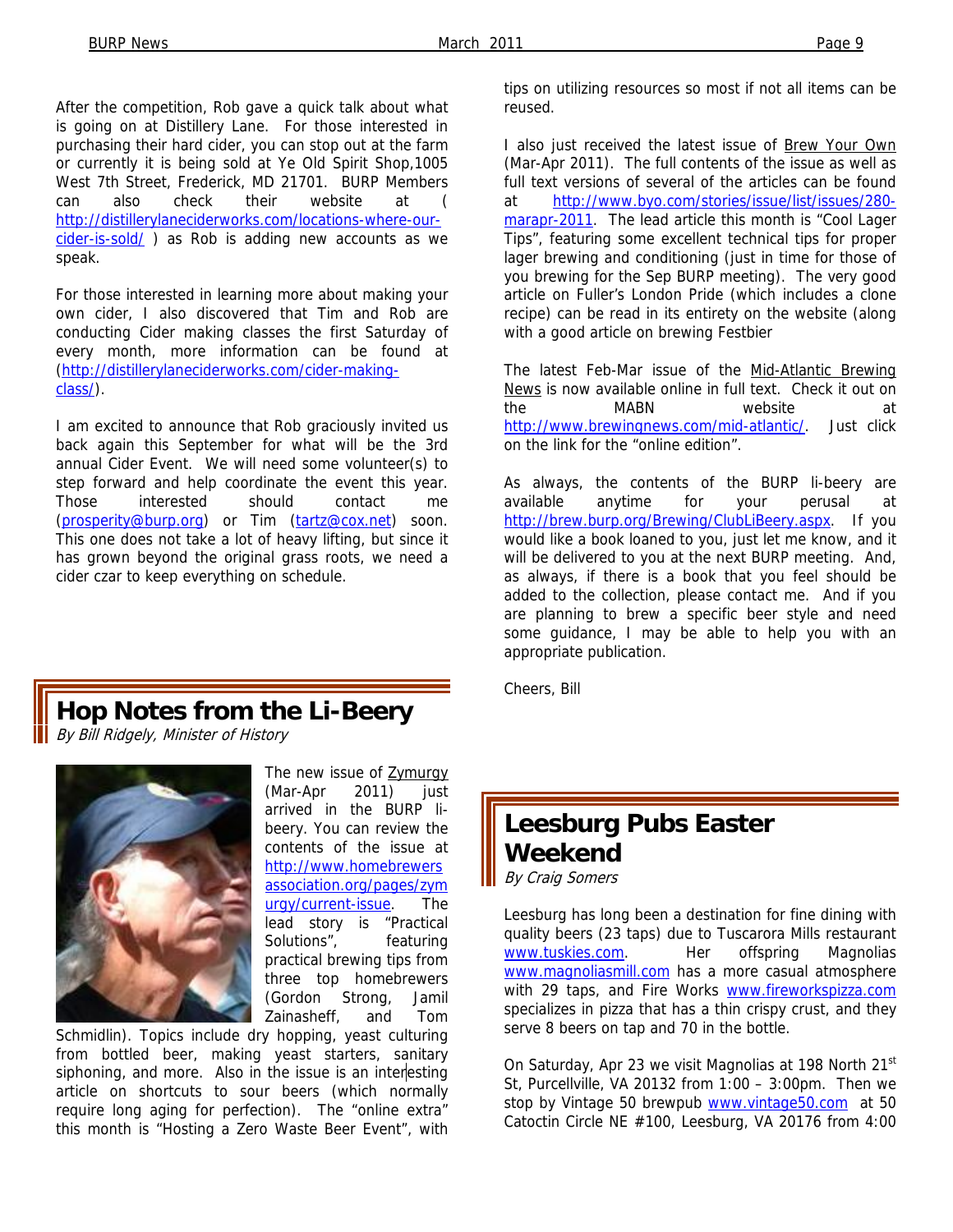After the competition, Rob gave a quick talk about what is going on at Distillery Lane. For those interested in purchasing their hard cider, you can stop out at the farm or currently it is being sold at Ye Old Spirit Shop,1005 West 7th Street, Frederick, MD 21701. BURP Members can also check their website at ( http://distillerylaneciderworks.com/locations-where-our-cider-is-sold/ ) as Rob is adding new accounts as we speak.

For those interested in learning more about making your own cider, I also discovered that Tim and Rob are conducting Cider making classes the first Saturday of every month, more information can be found at (http://distillerylaneciderworks.com/cider-making-class/).

I am excited to announce that Rob graciously invited us back again this September for what will be the 3rd annual Cider Event. We will need some volunteer(s) to step forward and help coordinate the event this year. Those interested should contact me (prosperity@burp.org) or Tim (tartz@cox.net) soon. This one does not take a lot of heavy lifting, but since it has grown beyond the original grass roots, we need a cider czar to keep everything on schedule.

# Hop Notes from the Li-Beery

*By Bill Ridgely, Minister of History*

The new issue of Zymurgy (Mar-Apr 2011) just arrived in the BURP li-beery. You can review the contents of the issue at http://www.homebrewersassociation.org/pages/zymurgy/current-issue. The lead story is "Practical Solutions", featuring practical brewing tips from three top homebrewers (Gordon Strong, Jamil Zainasheff, and Tom Schmidlin). Topics include dry hopping, yeast culturing from bottled beer, making yeast starters, sanitary siphoning, and more. Also in the issue is an interesting article on shortcuts to sour beers (which normally require long aging for perfection). The "online extra" this month is "Hosting a Zero Waste Beer Event", with tips on utilizing resources so most if not all items can be reused.

I also just received the latest issue of Brew Your Own (Mar-Apr 2011). The full contents of the issue as well as full text versions of several of the articles can be found at http://www.byo.com/stories/issue/list/issues/280-marapr-2011. The lead article this month is "Cool Lager Tips", featuring some excellent technical tips for proper lager brewing and conditioning (just in time for those of you brewing for the Sep BURP meeting). The very good article on Fuller's London Pride (which includes a clone recipe) can be read in its entirety on the website (along with a good article on brewing Festbier

The latest Feb-Mar issue of the Mid-Atlantic Brewing News is now available online in full text. Check it out on the MABN website at http://www.brewingnews.com/mid-atlantic/. Just click on the link for the "online edition".

As always, the contents of the BURP li-beery are available anytime for your perusal at http://brew.burp.org/Brewing/ClubLiBeery.aspx. If you would like a book loaned to you, just let me know, and it will be delivered to you at the next BURP meeting. And, as always, if there is a book that you feel should be added to the collection, please contact me. And if you are planning to brew a specific beer style and need some guidance, I may be able to help you with an appropriate publication.

Cheers, Bill

# Leesburg Pubs Easter Weekend

*By Craig Somers*

Leesburg has long been a destination for fine dining with quality beers (23 taps) due to Tuscarora Mills restaurant www.tuskies.com. Her offspring Magnolias www.magnoliasmill.com has a more casual atmosphere with 29 taps, and Fire Works www.fireworkspizza.com specializes in pizza that has a thin crispy crust, and they serve 8 beers on tap and 70 in the bottle.

On Saturday, Apr 23 we visit Magnolias at 198 North 21st St, Purcellville, VA 20132 from 1:00 – 3:00pm. Then we stop by Vintage 50 brewpub www.vintage50.com at 50 Catoctin Circle NE #100, Leesburg, VA 20176 from 4:00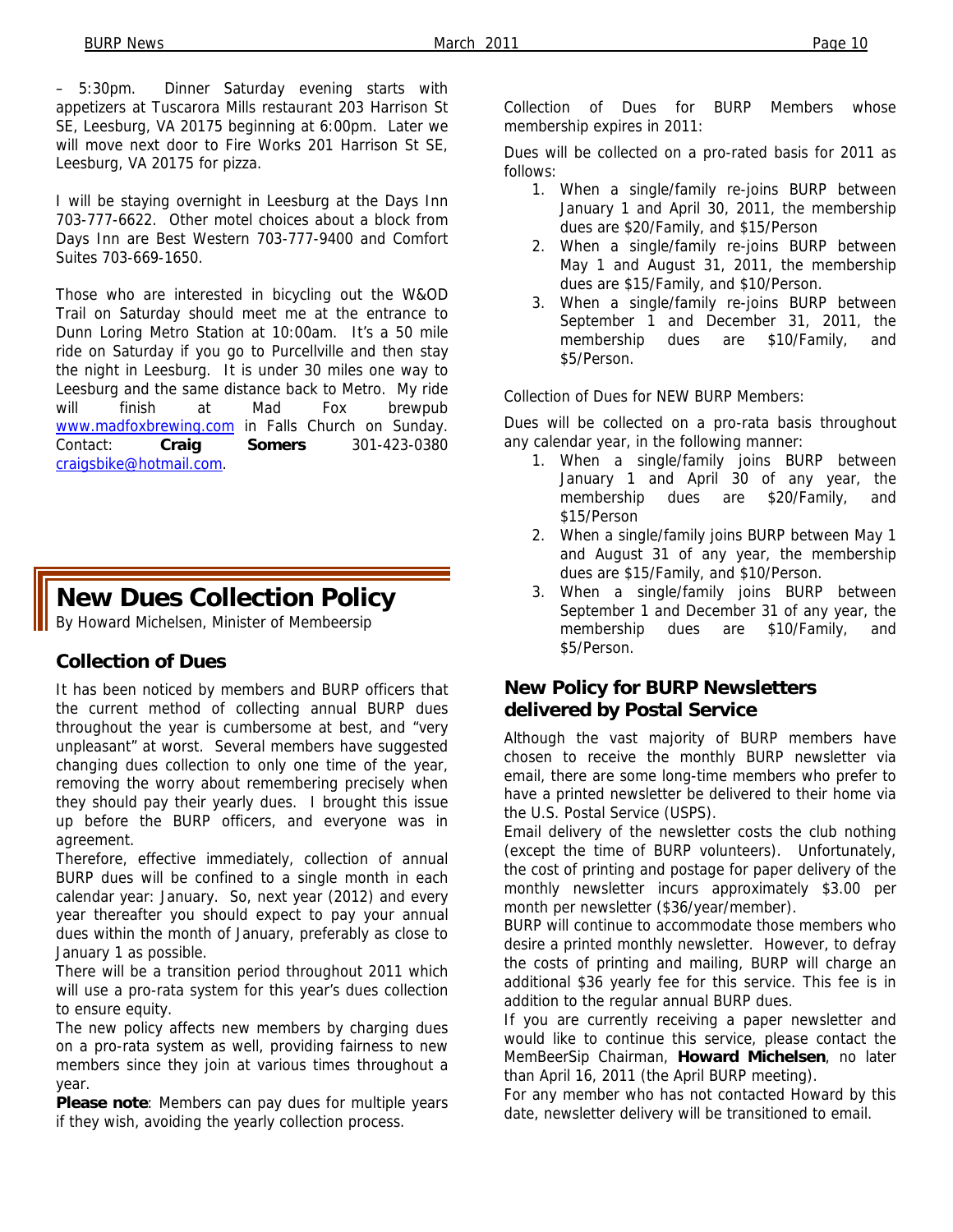– 5:30pm. Dinner Saturday evening starts with appetizers at Tuscarora Mills restaurant 203 Harrison St SE, Leesburg, VA 20175 beginning at 6:00pm. Later we will move next door to Fire Works 201 Harrison St SE, Leesburg, VA 20175 for pizza.

I will be staying overnight in Leesburg at the Days Inn 703-777-6622. Other motel choices about a block from Days Inn are Best Western 703-777-9400 and Comfort Suites 703-669-1650.

Those who are interested in bicycling out the W&OD Trail on Saturday should meet me at the entrance to Dunn Loring Metro Station at 10:00am. It's a 50 mile ride on Saturday if you go to Purcellville and then stay the night in Leesburg. It is under 30 miles one way to Leesburg and the same distance back to Metro. My ride will finish at Mad Fox brewpub www.madfoxbrewing.com in Falls Church on Sunday. Contact: **Craig Somers** 301-423-0380 craigsbike@hotmail.com.

# New Dues Collection Policy

By Howard Michelsen, Minister of Membeersip

## Collection of Dues

It has been noticed by members and BURP officers that the current method of collecting annual BURP dues throughout the year is cumbersome at best, and "very unpleasant" at worst. Several members have suggested changing dues collection to only one time of the year, removing the worry about remembering precisely when they should pay their yearly dues. I brought this issue up before the BURP officers, and everyone was in agreement.

Therefore, effective immediately, collection of annual BURP dues will be confined to a single month in each calendar year: January. So, next year (2012) and every year thereafter you should expect to pay your annual dues within the month of January, preferably as close to January 1 as possible.

There will be a transition period throughout 2011 which will use a pro-rata system for this year's dues collection to ensure equity.

The new policy affects new members by charging dues on a pro-rata system as well, providing fairness to new members since they join at various times throughout a year.

**Please note**: Members can pay dues for multiple years if they wish, avoiding the yearly collection process.

Collection of Dues for BURP Members whose membership expires in 2011:

Dues will be collected on a pro-rated basis for 2011 as follows:

1. When a single/family re-joins BURP between January 1 and April 30, 2011, the membership dues are $20/Family, and $15/Person
2. When a single/family re-joins BURP between May 1 and August 31, 2011, the membership dues are $15/Family, and $10/Person.
3. When a single/family re-joins BURP between September 1 and December 31, 2011, the membership dues are $10/Family, and $5/Person.

Collection of Dues for NEW BURP Members:

Dues will be collected on a pro-rata basis throughout any calendar year, in the following manner:

1. When a single/family joins BURP between January 1 and April 30 of any year, the membership dues are $20/Family, and $15/Person
2. When a single/family joins BURP between May 1 and August 31 of any year, the membership dues are $15/Family, and $10/Person.
3. When a single/family joins BURP between September 1 and December 31 of any year, the membership dues are $10/Family, and $5/Person.

## New Policy for BURP Newsletters delivered by Postal Service

Although the vast majority of BURP members have chosen to receive the monthly BURP newsletter via email, there are some long-time members who prefer to have a printed newsletter be delivered to their home via the U.S. Postal Service (USPS).

Email delivery of the newsletter costs the club nothing (except the time of BURP volunteers). Unfortunately, the cost of printing and postage for paper delivery of the monthly newsletter incurs approximately $3.00 per month per newsletter ($36/year/member).

BURP will continue to accommodate those members who desire a printed monthly newsletter. However, to defray the costs of printing and mailing, BURP will charge an additional $36 yearly fee for this service. This fee is in addition to the regular annual BURP dues.

If you are currently receiving a paper newsletter and would like to continue this service, please contact the MemBeerSip Chairman, **Howard Michelsen**, no later than April 16, 2011 (the April BURP meeting).

For any member who has not contacted Howard by this date, newsletter delivery will be transitioned to email.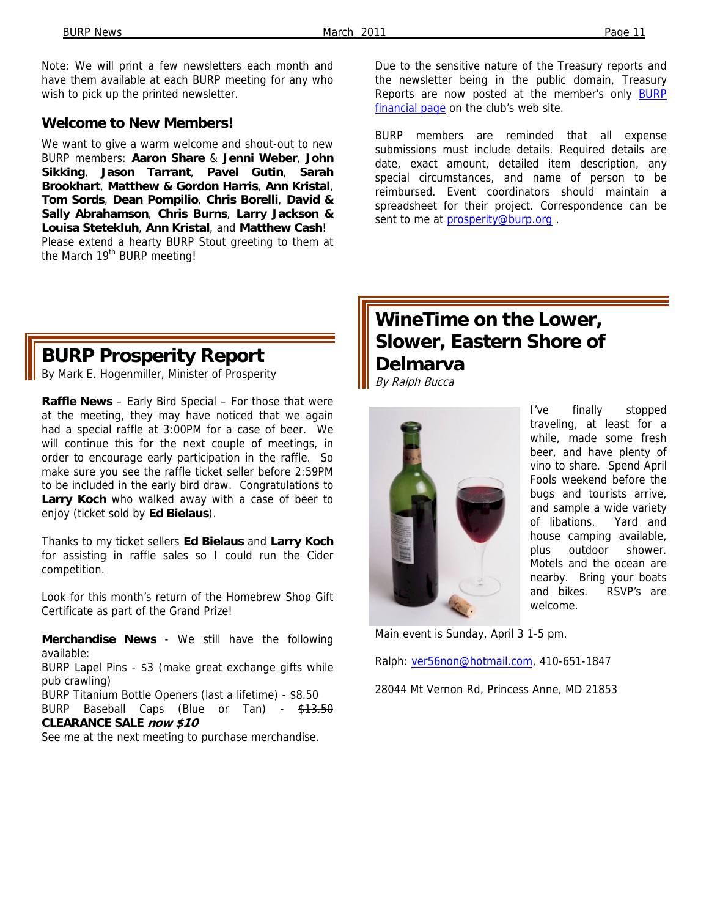Note: We will print a few newsletters each month and have them available at each BURP meeting for any who wish to pick up the printed newsletter.

### Welcome to New Members!

We want to give a warm welcome and shout-out to new BURP members: **Aaron Share** & **Jenni Weber**, **John Sikking**, **Jason Tarrant**, **Pavel Gutin**, **Sarah Brookhart**, **Matthew & Gordon Harris**, **Ann Kristal**, **Tom Sords**, **Dean Pompilio**, **Chris Borelli**, **David & Sally Abrahamson**, **Chris Burns**, **Larry Jackson & Louisa Stetekluh**, **Ann Kristal**, and **Matthew Cash**! Please extend a hearty BURP Stout greeting to them at the March 19th BURP meeting!

## BURP Prosperity Report

By Mark E. Hogenmiller, Minister of Prosperity

**Raffle News** – Early Bird Special – For those that were at the meeting, they may have noticed that we again had a special raffle at 3:00PM for a case of beer. We will continue this for the next couple of meetings, in order to encourage early participation in the raffle. So make sure you see the raffle ticket seller before 2:59PM to be included in the early bird draw. Congratulations to **Larry Koch** who walked away with a case of beer to enjoy (ticket sold by **Ed Bielaus**).

Thanks to my ticket sellers **Ed Bielaus** and **Larry Koch** for assisting in raffle sales so I could run the Cider competition.

Look for this month's return of the Homebrew Shop Gift Certificate as part of the Grand Prize!

**Merchandise News** - We still have the following available:
BURP Lapel Pins - $3 (make great exchange gifts while pub crawling)
BURP Titanium Bottle Openers (last a lifetime) - $8.50
BURP Baseball Caps (Blue or Tan) - ~~$13.50~~ **CLEARANCE SALE *now $10***
See me at the next meeting to purchase merchandise.

Due to the sensitive nature of the Treasury reports and the newsletter being in the public domain, Treasury Reports are now posted at the member's only BURP financial page on the club's web site.

BURP members are reminded that all expense submissions must include details. Required details are date, exact amount, detailed item description, any special circumstances, and name of person to be reimbursed. Event coordinators should maintain a spreadsheet for their project. Correspondence can be sent to me at prosperity@burp.org .

## WineTime on the Lower, Slower, Eastern Shore of Delmarva

*By Ralph Bucca*

I've finally stopped traveling, at least for a while, made some fresh beer, and have plenty of vino to share. Spend April Fools weekend before the bugs and tourists arrive, and sample a wide variety of libations. Yard and house camping available, plus outdoor shower. Motels and the ocean are nearby. Bring your boats and bikes. RSVP's are welcome.

Main event is Sunday, April 3 1-5 pm.

Ralph: ver56non@hotmail.com, 410-651-1847

28044 Mt Vernon Rd, Princess Anne, MD 21853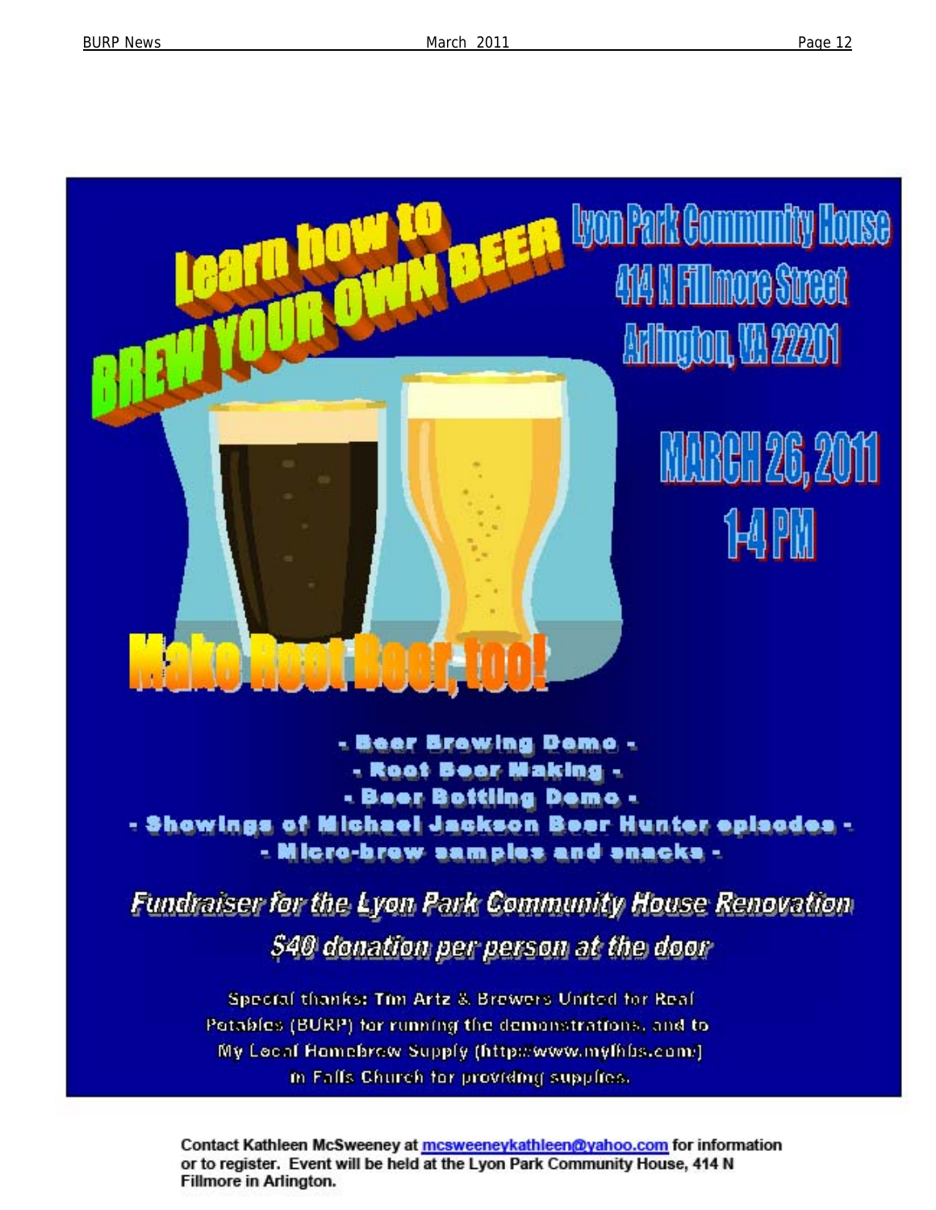# Learn how to BREW YOUR OWN BEER

**Lyon Park Community House**
**414 N Fillmore Street**
**Arlington, VA 22201**

**MARCH 26, 2011**
**1-4 PM**

## Make Root Beer, too!

- Beer Brewing Demo -
- Root Beer Making -
- Beer Bottling Demo -
- Showings of Michael Jackson Beer Hunter episodes -
- Micro-brew samples and snacks -

***Fundraiser for the Lyon Park Community House Renovation***

***$40 donation per person at the door***

Special thanks: Tim Artz & Brewers United for Real Potables (BURP) for running the demonstrations, and to My Local Homebrew Supply (http://www.mylhbs.com/) in Falls Church for providing supplies.

**Contact Kathleen McSweeney at mcsweeneykathleen@yahoo.com for information or to register. Event will be held at the Lyon Park Community House, 414 N Fillmore in Arlington.**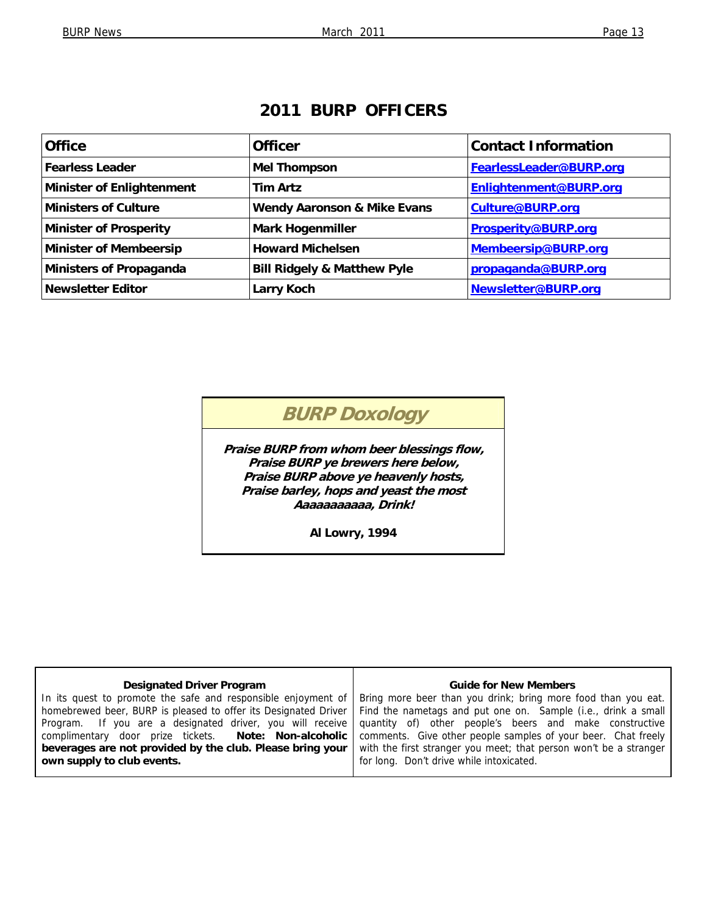# 2011 BURP OFFICERS

| Office | Officer | Contact Information |
|---|---|---|
| **Fearless Leader** | **Mel Thompson** | **FearlessLeader@BURP.org** |
| **Minister of Enlightenment** | **Tim Artz** | **Enlightenment@BURP.org** |
| **Ministers of Culture** | **Wendy Aaronson & Mike Evans** | **Culture@BURP.org** |
| **Minister of Prosperity** | **Mark Hogenmiller** | **Prosperity@BURP.org** |
| **Minister of Membeersip** | **Howard Michelsen** | **Membeersip@BURP.org** |
| **Ministers of Propaganda** | **Bill Ridgely & Matthew Pyle** | **propaganda@BURP.org** |
| **Newsletter Editor** | **Larry Koch** | **Newsletter@BURP.org** |

## *BURP Doxology*

***Praise BURP from whom beer blessings flow,***
***Praise BURP ye brewers here below,***
***Praise BURP above ye heavenly hosts,***
***Praise barley, hops and yeast the most***
***Aaaaaaaaaa, Drink!***

**Al Lowry, 1994**

### Designated Driver Program

In its quest to promote the safe and responsible enjoyment of homebrewed beer, BURP is pleased to offer its Designated Driver Program. If you are a designated driver, you will receive complimentary door prize tickets. **Note: Non-alcoholic beverages are not provided by the club. Please bring your own supply to club events.**

### Guide for New Members

Bring more beer than you drink; bring more food than you eat. Find the nametags and put one on. Sample (i.e., drink a small quantity of) other people's beers and make constructive comments. Give other people samples of your beer. Chat freely with the first stranger you meet; that person won't be a stranger for long. Don't drive while intoxicated.